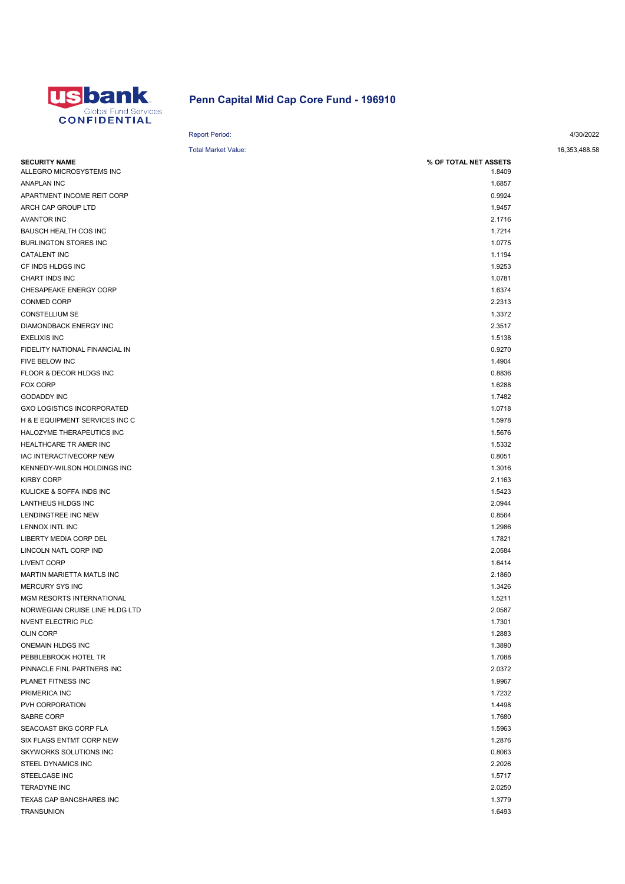usbank Global Fund Services CONFIDENTIAL

# Penn Capital Mid Cap Core Fund - 196910

Report Period: 4/30/2022

Total Market Value: 16,353,488.58

| SECURITY NAME | % OF TOTAL NET ASSETS |
|---|---|
| ALLEGRO MICROSYSTEMS INC | 1.8409 |
| ANAPLAN INC | 1.6857 |
| APARTMENT INCOME REIT CORP | 0.9924 |
| ARCH CAP GROUP LTD | 1.9457 |
| AVANTOR INC | 2.1716 |
| BAUSCH HEALTH COS INC | 1.7214 |
| BURLINGTON STORES INC | 1.0775 |
| CATALENT INC | 1.1194 |
| CF INDS HLDGS INC | 1.9253 |
| CHART INDS INC | 1.0781 |
| CHESAPEAKE ENERGY CORP | 1.6374 |
| CONMED CORP | 2.2313 |
| CONSTELLIUM SE | 1.3372 |
| DIAMONDBACK ENERGY INC | 2.3517 |
| EXELIXIS INC | 1.5138 |
| FIDELITY NATIONAL FINANCIAL IN | 0.9270 |
| FIVE BELOW INC | 1.4904 |
| FLOOR & DECOR HLDGS INC | 0.8836 |
| FOX CORP | 1.6288 |
| GODADDY INC | 1.7482 |
| GXO LOGISTICS INCORPORATED | 1.0718 |
| H & E EQUIPMENT SERVICES INC C | 1.5978 |
| HALOZYME THERAPEUTICS INC | 1.5676 |
| HEALTHCARE TR AMER INC | 1.5332 |
| IAC INTERACTIVECORP NEW | 0.8051 |
| KENNEDY-WILSON HOLDINGS INC | 1.3016 |
| KIRBY CORP | 2.1163 |
| KULICKE & SOFFA INDS INC | 1.5423 |
| LANTHEUS HLDGS INC | 2.0944 |
| LENDINGTREE INC NEW | 0.8564 |
| LENNOX INTL INC | 1.2986 |
| LIBERTY MEDIA CORP DEL | 1.7821 |
| LINCOLN NATL CORP IND | 2.0584 |
| LIVENT CORP | 1.6414 |
| MARTIN MARIETTA MATLS INC | 2.1860 |
| MERCURY SYS INC | 1.3426 |
| MGM RESORTS INTERNATIONAL | 1.5211 |
| NORWEGIAN CRUISE LINE HLDG LTD | 2.0587 |
| NVENT ELECTRIC PLC | 1.7301 |
| OLIN CORP | 1.2883 |
| ONEMAIN HLDGS INC | 1.3890 |
| PEBBLEBROOK HOTEL TR | 1.7088 |
| PINNACLE FINL PARTNERS INC | 2.0372 |
| PLANET FITNESS INC | 1.9967 |
| PRIMERICA INC | 1.7232 |
| PVH CORPORATION | 1.4498 |
| SABRE CORP | 1.7680 |
| SEACOAST BKG CORP FLA | 1.5963 |
| SIX FLAGS ENTMT CORP NEW | 1.2876 |
| SKYWORKS SOLUTIONS INC | 0.8063 |
| STEEL DYNAMICS INC | 2.2026 |
| STEELCASE INC | 1.5717 |
| TERADYNE INC | 2.0250 |
| TEXAS CAP BANCSHARES INC | 1.3779 |
| TRANSUNION | 1.6493 |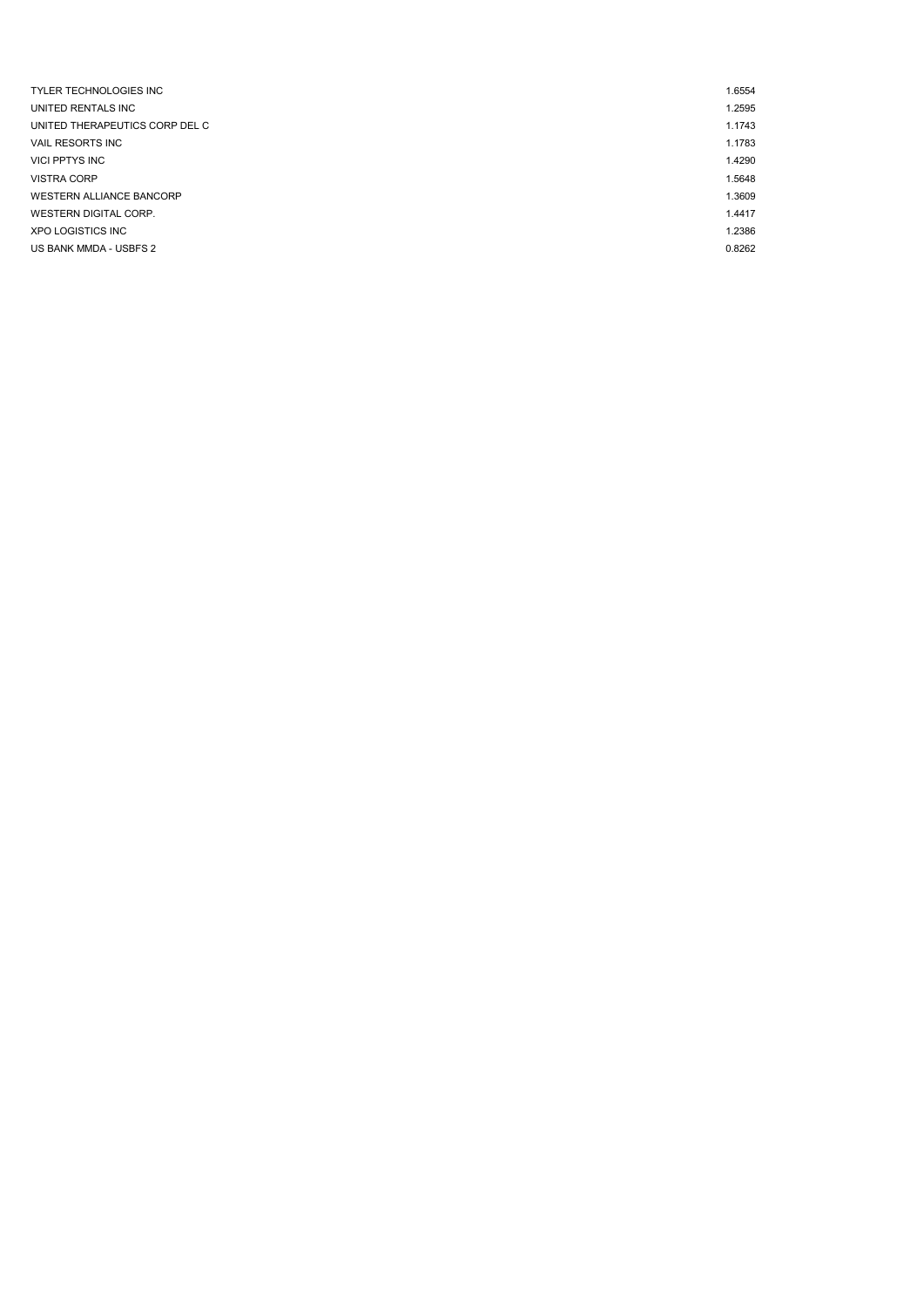| | |
|---|---|
| TYLER TECHNOLOGIES INC | 1.6554 |
| UNITED RENTALS INC | 1.2595 |
| UNITED THERAPEUTICS CORP DEL C | 1.1743 |
| VAIL RESORTS INC | 1.1783 |
| VICI PPTYS INC | 1.4290 |
| VISTRA CORP | 1.5648 |
| WESTERN ALLIANCE BANCORP | 1.3609 |
| WESTERN DIGITAL CORP. | 1.4417 |
| XPO LOGISTICS INC | 1.2386 |
| US BANK MMDA - USBFS 2 | 0.8262 |